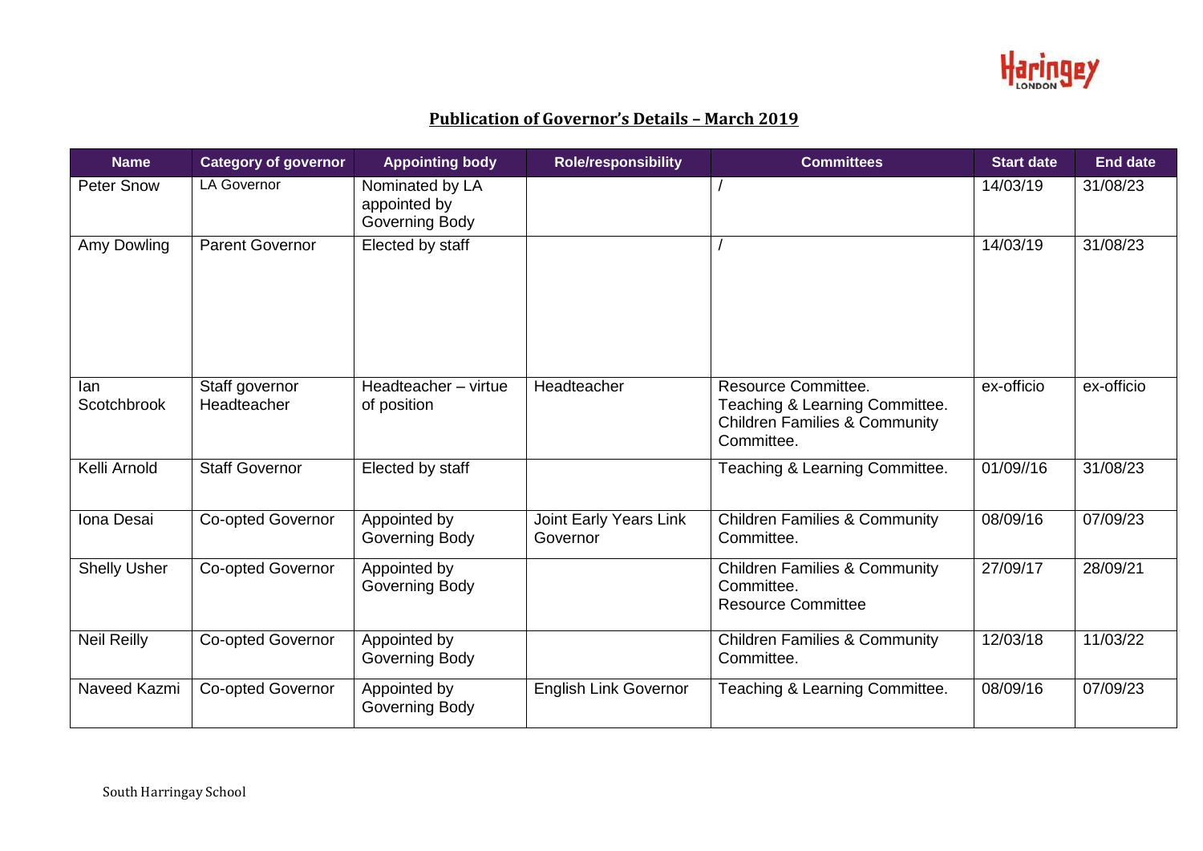## Publication of Governor's Details – March 2019

| Name | Category of governor | Appointing body | Role/responsibility | Committees | Start date | End date |
|---|---|---|---|---|---|---|
| Peter Snow | LA Governor | Nominated by LA appointed by Governing Body | | / | 14/03/19 | 31/08/23 |
| Amy Dowling | Parent Governor | Elected by staff | | / | 14/03/19 | 31/08/23 |
| Ian Scotchbrook | Staff governor Headteacher | Headteacher – virtue of position | Headteacher | Resource Committee. Teaching & Learning Committee. Children Families & Community Committee. | ex-officio | ex-officio |
| Kelli Arnold | Staff Governor | Elected by staff | | Teaching & Learning Committee. | 01/09//16 | 31/08/23 |
| Iona Desai | Co-opted Governor | Appointed by Governing Body | Joint Early Years Link Governor | Children Families & Community Committee. | 08/09/16 | 07/09/23 |
| Shelly Usher | Co-opted Governor | Appointed by Governing Body | | Children Families & Community Committee. Resource Committee | 27/09/17 | 28/09/21 |
| Neil Reilly | Co-opted Governor | Appointed by Governing Body | | Children Families & Community Committee. | 12/03/18 | 11/03/22 |
| Naveed Kazmi | Co-opted Governor | Appointed by Governing Body | English Link Governor | Teaching & Learning Committee. | 08/09/16 | 07/09/23 |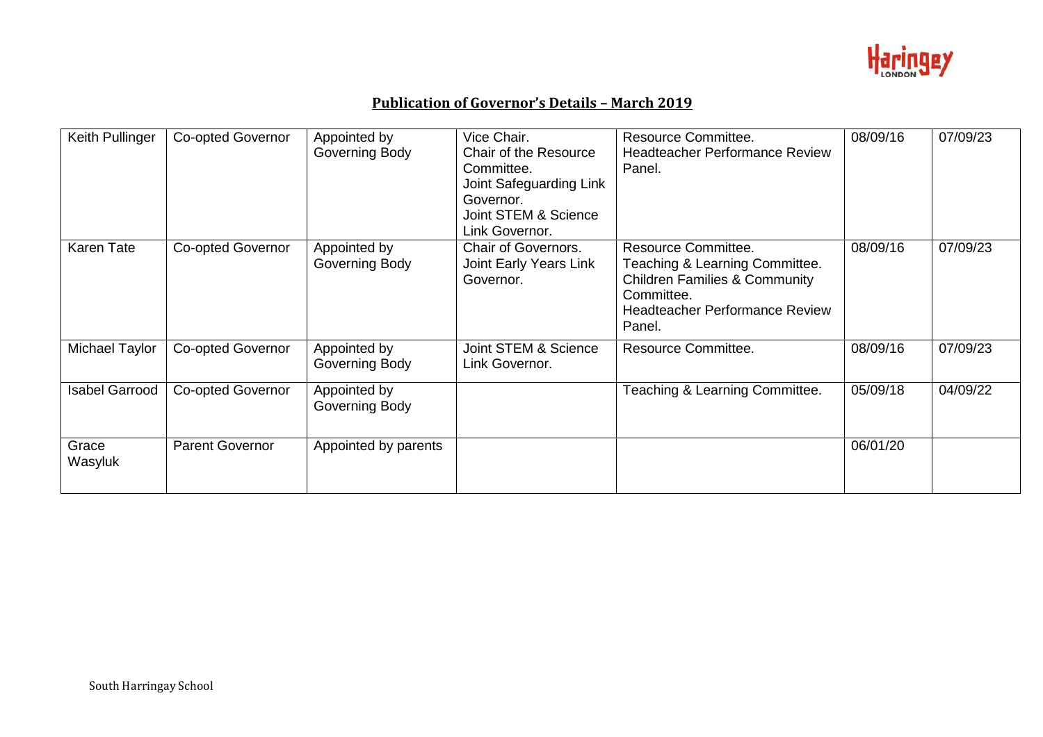## Publication of Governor's Details – March 2019

| | | | | | | |
|---|---|---|---|---|---|---|
| Keith Pullinger | Co-opted Governor | Appointed by Governing Body | Vice Chair. Chair of the Resource Committee. Joint Safeguarding Link Governor. Joint STEM & Science Link Governor. | Resource Committee. Headteacher Performance Review Panel. | 08/09/16 | 07/09/23 |
| Karen Tate | Co-opted Governor | Appointed by Governing Body | Chair of Governors. Joint Early Years Link Governor. | Resource Committee. Teaching & Learning Committee. Children Families & Community Committee. Headteacher Performance Review Panel. | 08/09/16 | 07/09/23 |
| Michael Taylor | Co-opted Governor | Appointed by Governing Body | Joint STEM & Science Link Governor. | Resource Committee. | 08/09/16 | 07/09/23 |
| Isabel Garrood | Co-opted Governor | Appointed by Governing Body | | Teaching & Learning Committee. | 05/09/18 | 04/09/22 |
| Grace Wasyluk | Parent Governor | Appointed by parents | | | 06/01/20 | |